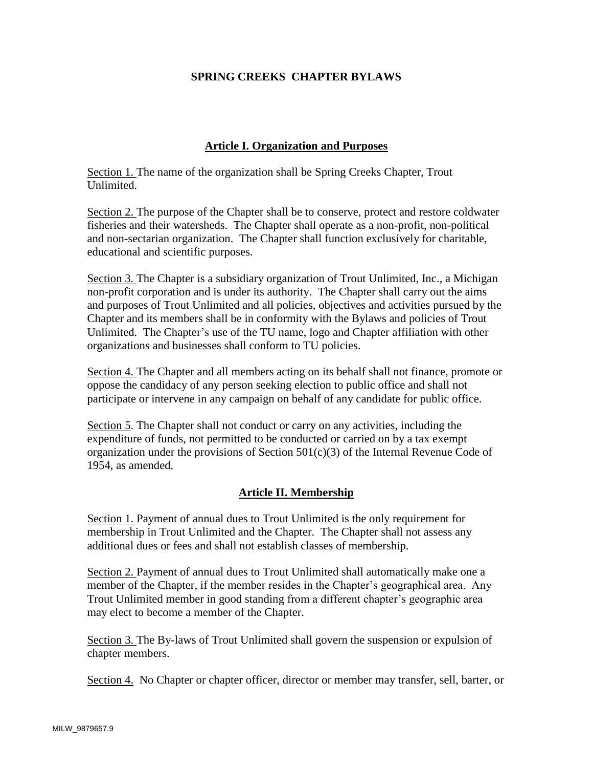# SPRING CREEKS CHAPTER BYLAWS

## Article I. Organization and Purposes

Section 1. The name of the organization shall be Spring Creeks Chapter, Trout Unlimited.

Section 2. The purpose of the Chapter shall be to conserve, protect and restore coldwater fisheries and their watersheds. The Chapter shall operate as a non-profit, non-political and non-sectarian organization. The Chapter shall function exclusively for charitable, educational and scientific purposes.

Section 3. The Chapter is a subsidiary organization of Trout Unlimited, Inc., a Michigan non-profit corporation and is under its authority. The Chapter shall carry out the aims and purposes of Trout Unlimited and all policies, objectives and activities pursued by the Chapter and its members shall be in conformity with the Bylaws and policies of Trout Unlimited. The Chapter's use of the TU name, logo and Chapter affiliation with other organizations and businesses shall conform to TU policies.

Section 4. The Chapter and all members acting on its behalf shall not finance, promote or oppose the candidacy of any person seeking election to public office and shall not participate or intervene in any campaign on behalf of any candidate for public office.

Section 5. The Chapter shall not conduct or carry on any activities, including the expenditure of funds, not permitted to be conducted or carried on by a tax exempt organization under the provisions of Section 501(c)(3) of the Internal Revenue Code of 1954, as amended.

## Article II. Membership

Section 1. Payment of annual dues to Trout Unlimited is the only requirement for membership in Trout Unlimited and the Chapter. The Chapter shall not assess any additional dues or fees and shall not establish classes of membership.

Section 2. Payment of annual dues to Trout Unlimited shall automatically make one a member of the Chapter, if the member resides in the Chapter's geographical area. Any Trout Unlimited member in good standing from a different chapter's geographic area may elect to become a member of the Chapter.

Section 3. The By-laws of Trout Unlimited shall govern the suspension or expulsion of chapter members.

Section 4. No Chapter or chapter officer, director or member may transfer, sell, barter, or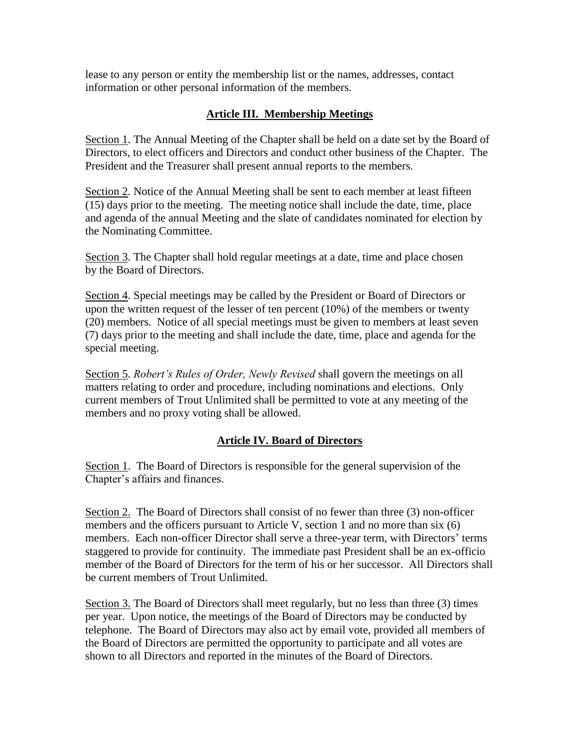lease to any person or entity the membership list or the names, addresses, contact information or other personal information of the members.

## Article III. Membership Meetings

Section 1. The Annual Meeting of the Chapter shall be held on a date set by the Board of Directors, to elect officers and Directors and conduct other business of the Chapter. The President and the Treasurer shall present annual reports to the members.

Section 2. Notice of the Annual Meeting shall be sent to each member at least fifteen (15) days prior to the meeting. The meeting notice shall include the date, time, place and agenda of the annual Meeting and the slate of candidates nominated for election by the Nominating Committee.

Section 3. The Chapter shall hold regular meetings at a date, time and place chosen by the Board of Directors.

Section 4. Special meetings may be called by the President or Board of Directors or upon the written request of the lesser of ten percent (10%) of the members or twenty (20) members. Notice of all special meetings must be given to members at least seven (7) days prior to the meeting and shall include the date, time, place and agenda for the special meeting.

Section 5. *Robert's Rules of Order, Newly Revised* shall govern the meetings on all matters relating to order and procedure, including nominations and elections. Only current members of Trout Unlimited shall be permitted to vote at any meeting of the members and no proxy voting shall be allowed.

## Article IV. Board of Directors

Section 1. The Board of Directors is responsible for the general supervision of the Chapter's affairs and finances.

Section 2. The Board of Directors shall consist of no fewer than three (3) non-officer members and the officers pursuant to Article V, section 1 and no more than six (6) members. Each non-officer Director shall serve a three-year term, with Directors' terms staggered to provide for continuity. The immediate past President shall be an ex-officio member of the Board of Directors for the term of his or her successor. All Directors shall be current members of Trout Unlimited.

Section 3. The Board of Directors shall meet regularly, but no less than three (3) times per year. Upon notice, the meetings of the Board of Directors may be conducted by telephone. The Board of Directors may also act by email vote, provided all members of the Board of Directors are permitted the opportunity to participate and all votes are shown to all Directors and reported in the minutes of the Board of Directors.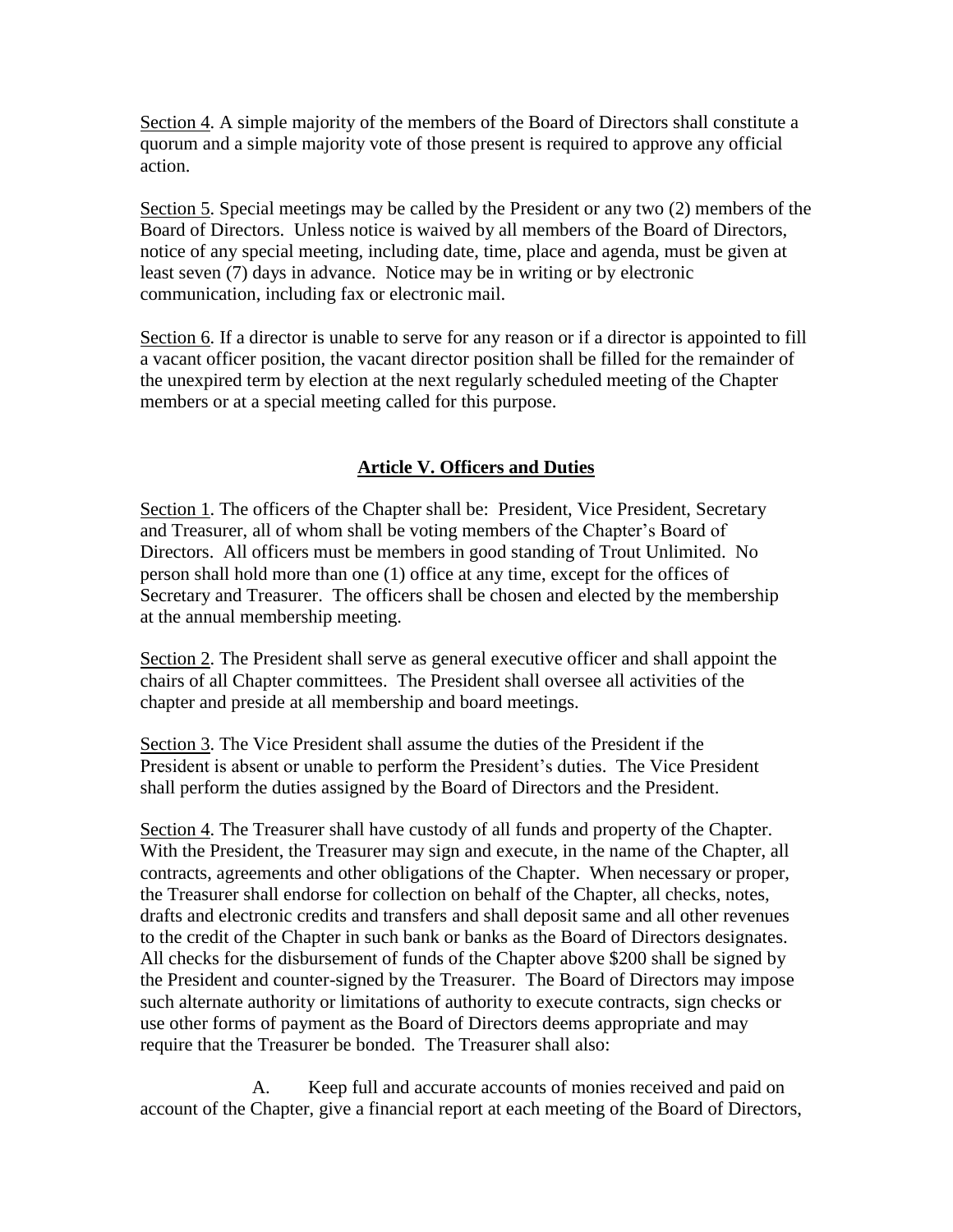<u>Section 4</u>. A simple majority of the members of the Board of Directors shall constitute a quorum and a simple majority vote of those present is required to approve any official action.

<u>Section 5</u>. Special meetings may be called by the President or any two (2) members of the Board of Directors. Unless notice is waived by all members of the Board of Directors, notice of any special meeting, including date, time, place and agenda, must be given at least seven (7) days in advance. Notice may be in writing or by electronic communication, including fax or electronic mail.

<u>Section 6</u>. If a director is unable to serve for any reason or if a director is appointed to fill a vacant officer position, the vacant director position shall be filled for the remainder of the unexpired term by election at the next regularly scheduled meeting of the Chapter members or at a special meeting called for this purpose.

## Article V. Officers and Duties

<u>Section 1</u>. The officers of the Chapter shall be: President, Vice President, Secretary and Treasurer, all of whom shall be voting members of the Chapter's Board of Directors. All officers must be members in good standing of Trout Unlimited. No person shall hold more than one (1) office at any time, except for the offices of Secretary and Treasurer. The officers shall be chosen and elected by the membership at the annual membership meeting.

<u>Section 2</u>. The President shall serve as general executive officer and shall appoint the chairs of all Chapter committees. The President shall oversee all activities of the chapter and preside at all membership and board meetings.

<u>Section 3</u>. The Vice President shall assume the duties of the President if the President is absent or unable to perform the President's duties. The Vice President shall perform the duties assigned by the Board of Directors and the President.

<u>Section 4</u>. The Treasurer shall have custody of all funds and property of the Chapter. With the President, the Treasurer may sign and execute, in the name of the Chapter, all contracts, agreements and other obligations of the Chapter. When necessary or proper, the Treasurer shall endorse for collection on behalf of the Chapter, all checks, notes, drafts and electronic credits and transfers and shall deposit same and all other revenues to the credit of the Chapter in such bank or banks as the Board of Directors designates. All checks for the disbursement of funds of the Chapter above $200 shall be signed by the President and counter-signed by the Treasurer. The Board of Directors may impose such alternate authority or limitations of authority to execute contracts, sign checks or use other forms of payment as the Board of Directors deems appropriate and may require that the Treasurer be bonded. The Treasurer shall also:

A. Keep full and accurate accounts of monies received and paid on account of the Chapter, give a financial report at each meeting of the Board of Directors,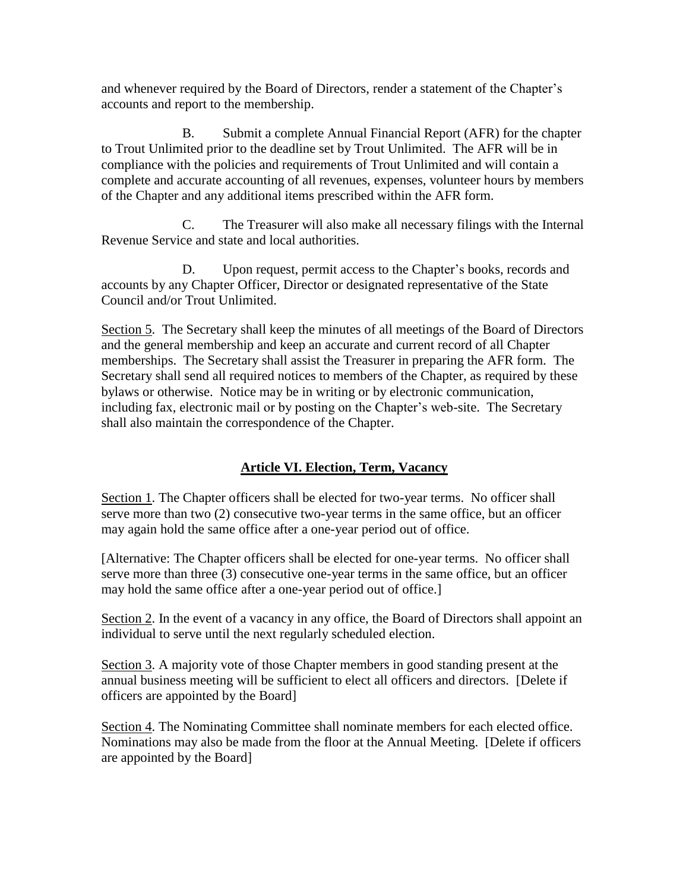and whenever required by the Board of Directors, render a statement of the Chapter's accounts and report to the membership.

B. Submit a complete Annual Financial Report (AFR) for the chapter to Trout Unlimited prior to the deadline set by Trout Unlimited. The AFR will be in compliance with the policies and requirements of Trout Unlimited and will contain a complete and accurate accounting of all revenues, expenses, volunteer hours by members of the Chapter and any additional items prescribed within the AFR form.

C. The Treasurer will also make all necessary filings with the Internal Revenue Service and state and local authorities.

D. Upon request, permit access to the Chapter's books, records and accounts by any Chapter Officer, Director or designated representative of the State Council and/or Trout Unlimited.

Section 5. The Secretary shall keep the minutes of all meetings of the Board of Directors and the general membership and keep an accurate and current record of all Chapter memberships. The Secretary shall assist the Treasurer in preparing the AFR form. The Secretary shall send all required notices to members of the Chapter, as required by these bylaws or otherwise. Notice may be in writing or by electronic communication, including fax, electronic mail or by posting on the Chapter's web-site. The Secretary shall also maintain the correspondence of the Chapter.

## Article VI. Election, Term, Vacancy

Section 1. The Chapter officers shall be elected for two-year terms. No officer shall serve more than two (2) consecutive two-year terms in the same office, but an officer may again hold the same office after a one-year period out of office.

[Alternative: The Chapter officers shall be elected for one-year terms. No officer shall serve more than three (3) consecutive one-year terms in the same office, but an officer may hold the same office after a one-year period out of office.]

Section 2. In the event of a vacancy in any office, the Board of Directors shall appoint an individual to serve until the next regularly scheduled election.

Section 3. A majority vote of those Chapter members in good standing present at the annual business meeting will be sufficient to elect all officers and directors. [Delete if officers are appointed by the Board]

Section 4. The Nominating Committee shall nominate members for each elected office. Nominations may also be made from the floor at the Annual Meeting. [Delete if officers are appointed by the Board]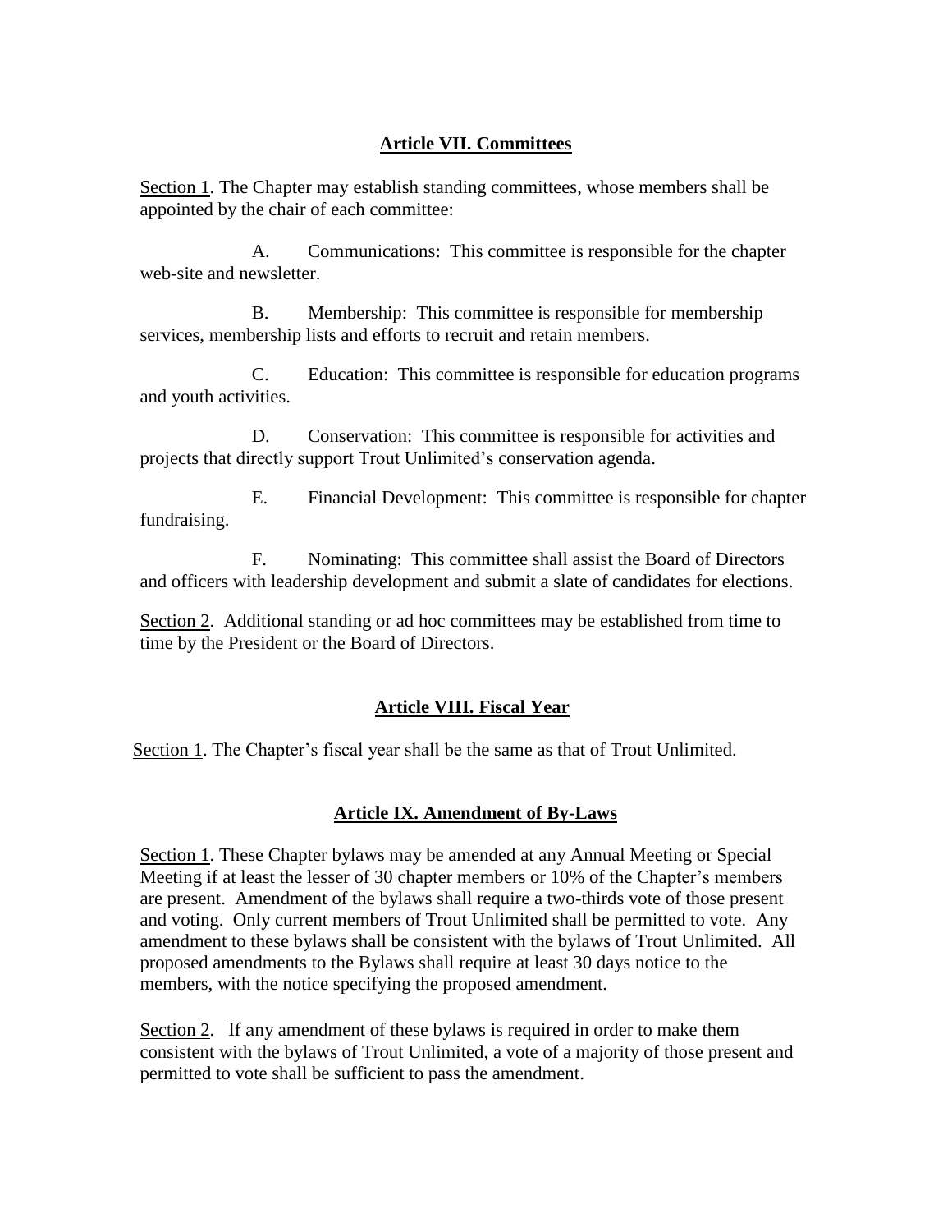## Article VII. Committees

Section 1. The Chapter may establish standing committees, whose members shall be appointed by the chair of each committee:

A. Communications: This committee is responsible for the chapter web-site and newsletter.

B. Membership: This committee is responsible for membership services, membership lists and efforts to recruit and retain members.

C. Education: This committee is responsible for education programs and youth activities.

D. Conservation: This committee is responsible for activities and projects that directly support Trout Unlimited's conservation agenda.

E. Financial Development: This committee is responsible for chapter fundraising.

F. Nominating: This committee shall assist the Board of Directors and officers with leadership development and submit a slate of candidates for elections.

Section 2. Additional standing or ad hoc committees may be established from time to time by the President or the Board of Directors.

## Article VIII. Fiscal Year

Section 1. The Chapter's fiscal year shall be the same as that of Trout Unlimited.

## Article IX. Amendment of By-Laws

Section 1. These Chapter bylaws may be amended at any Annual Meeting or Special Meeting if at least the lesser of 30 chapter members or 10% of the Chapter's members are present. Amendment of the bylaws shall require a two-thirds vote of those present and voting. Only current members of Trout Unlimited shall be permitted to vote. Any amendment to these bylaws shall be consistent with the bylaws of Trout Unlimited. All proposed amendments to the Bylaws shall require at least 30 days notice to the members, with the notice specifying the proposed amendment.

Section 2. If any amendment of these bylaws is required in order to make them consistent with the bylaws of Trout Unlimited, a vote of a majority of those present and permitted to vote shall be sufficient to pass the amendment.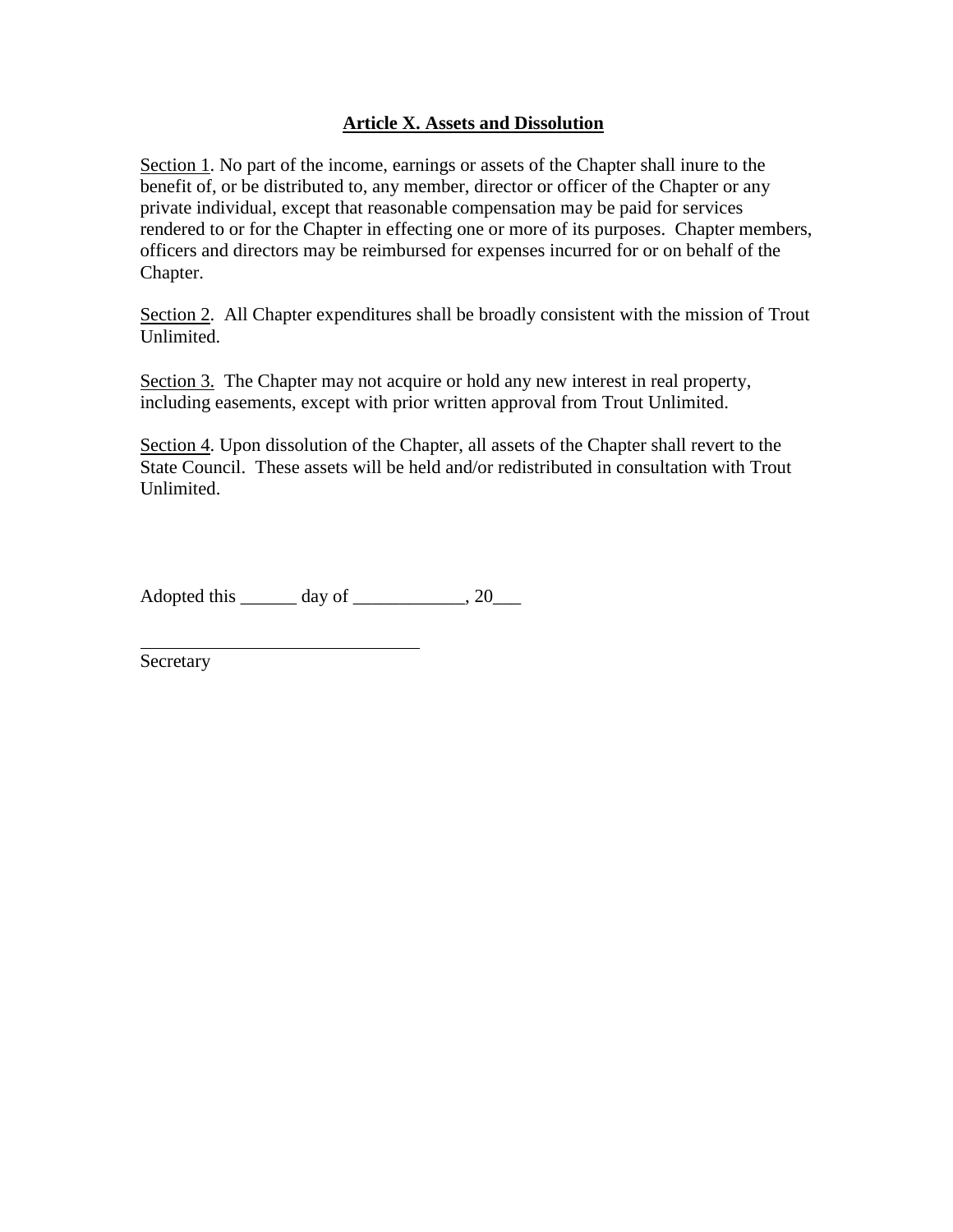## Article X. Assets and Dissolution

Section 1. No part of the income, earnings or assets of the Chapter shall inure to the benefit of, or be distributed to, any member, director or officer of the Chapter or any private individual, except that reasonable compensation may be paid for services rendered to or for the Chapter in effecting one or more of its purposes. Chapter members, officers and directors may be reimbursed for expenses incurred for or on behalf of the Chapter.

Section 2. All Chapter expenditures shall be broadly consistent with the mission of Trout Unlimited.

Section 3. The Chapter may not acquire or hold any new interest in real property, including easements, except with prior written approval from Trout Unlimited.

Section 4. Upon dissolution of the Chapter, all assets of the Chapter shall revert to the State Council. These assets will be held and/or redistributed in consultation with Trout Unlimited.

Adopted this ______ day of ____________, 20___

_______________________________
Secretary